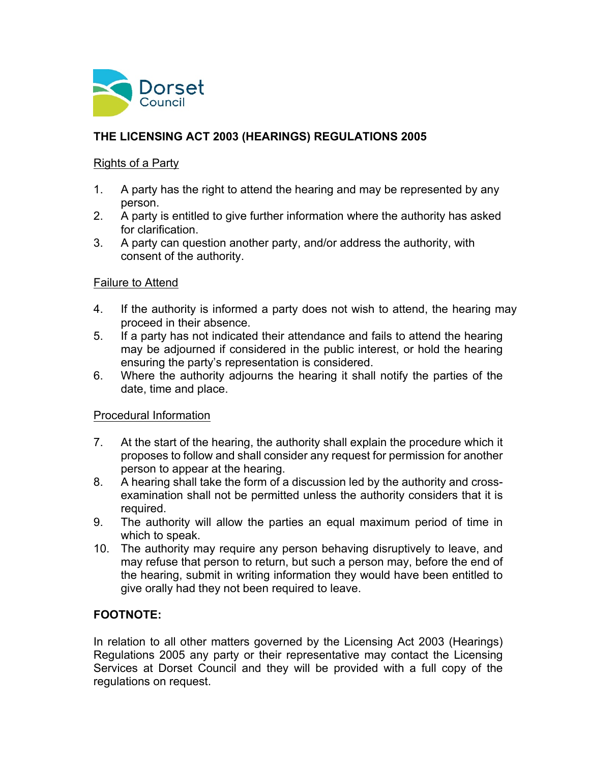Dorset Council

# THE LICENSING ACT 2003 (HEARINGS) REGULATIONS 2005

## Rights of a Party

1. A party has the right to attend the hearing and may be represented by any person.
2. A party is entitled to give further information where the authority has asked for clarification.
3. A party can question another party, and/or address the authority, with consent of the authority.

## Failure to Attend

4. If the authority is informed a party does not wish to attend, the hearing may proceed in their absence.
5. If a party has not indicated their attendance and fails to attend the hearing may be adjourned if considered in the public interest, or hold the hearing ensuring the party's representation is considered.
6. Where the authority adjourns the hearing it shall notify the parties of the date, time and place.

## Procedural Information

7. At the start of the hearing, the authority shall explain the procedure which it proposes to follow and shall consider any request for permission for another person to appear at the hearing.
8. A hearing shall take the form of a discussion led by the authority and cross-examination shall not be permitted unless the authority considers that it is required.
9. The authority will allow the parties an equal maximum period of time in which to speak.
10. The authority may require any person behaving disruptively to leave, and may refuse that person to return, but such a person may, before the end of the hearing, submit in writing information they would have been entitled to give orally had they not been required to leave.

**FOOTNOTE:**

In relation to all other matters governed by the Licensing Act 2003 (Hearings) Regulations 2005 any party or their representative may contact the Licensing Services at Dorset Council and they will be provided with a full copy of the regulations on request.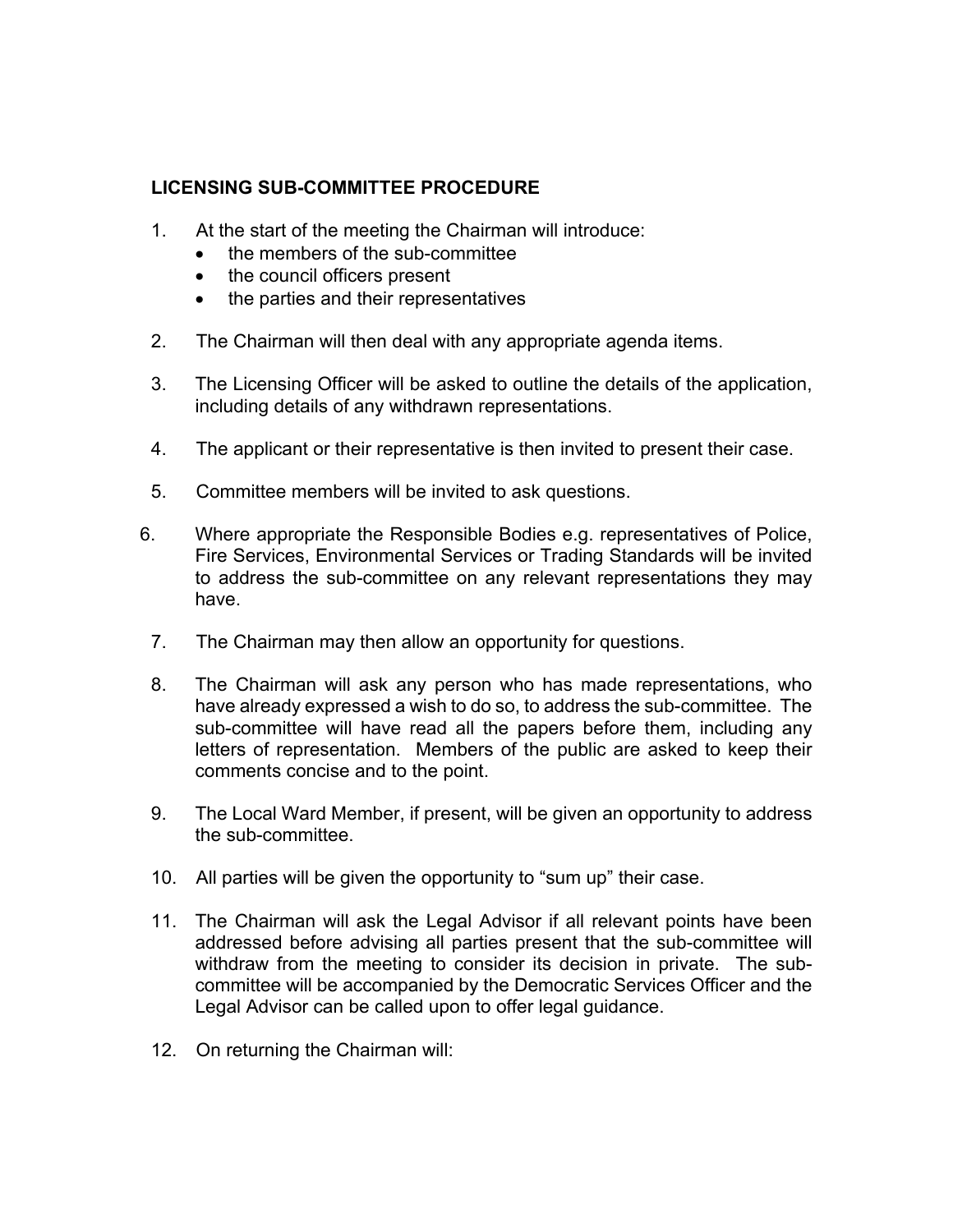**LICENSING SUB-COMMITTEE PROCEDURE**

1. At the start of the meeting the Chairman will introduce:
   - the members of the sub-committee
   - the council officers present
   - the parties and their representatives

2. The Chairman will then deal with any appropriate agenda items.

3. The Licensing Officer will be asked to outline the details of the application, including details of any withdrawn representations.

4. The applicant or their representative is then invited to present their case.

5. Committee members will be invited to ask questions.

6. Where appropriate the Responsible Bodies e.g. representatives of Police, Fire Services, Environmental Services or Trading Standards will be invited to address the sub-committee on any relevant representations they may have.

7. The Chairman may then allow an opportunity for questions.

8. The Chairman will ask any person who has made representations, who have already expressed a wish to do so, to address the sub-committee. The sub-committee will have read all the papers before them, including any letters of representation. Members of the public are asked to keep their comments concise and to the point.

9. The Local Ward Member, if present, will be given an opportunity to address the sub-committee.

10. All parties will be given the opportunity to "sum up" their case.

11. The Chairman will ask the Legal Advisor if all relevant points have been addressed before advising all parties present that the sub-committee will withdraw from the meeting to consider its decision in private. The sub-committee will be accompanied by the Democratic Services Officer and the Legal Advisor can be called upon to offer legal guidance.

12. On returning the Chairman will: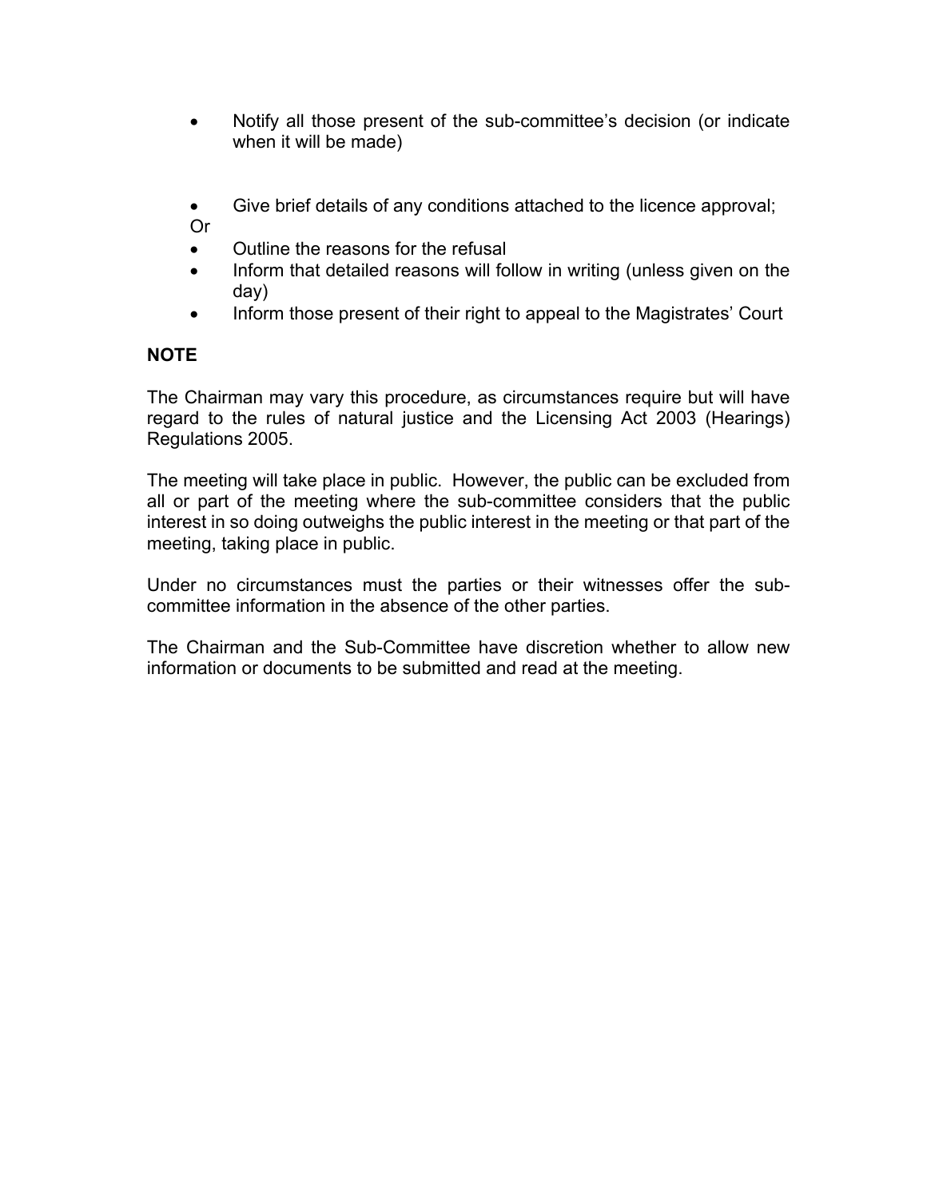- Notify all those present of the sub-committee's decision (or indicate when it will be made)

- Give brief details of any conditions attached to the licence approval;

Or

- Outline the reasons for the refusal
- Inform that detailed reasons will follow in writing (unless given on the day)
- Inform those present of their right to appeal to the Magistrates' Court

**NOTE**

The Chairman may vary this procedure, as circumstances require but will have regard to the rules of natural justice and the Licensing Act 2003 (Hearings) Regulations 2005.

The meeting will take place in public. However, the public can be excluded from all or part of the meeting where the sub-committee considers that the public interest in so doing outweighs the public interest in the meeting or that part of the meeting, taking place in public.

Under no circumstances must the parties or their witnesses offer the sub-committee information in the absence of the other parties.

The Chairman and the Sub-Committee have discretion whether to allow new information or documents to be submitted and read at the meeting.